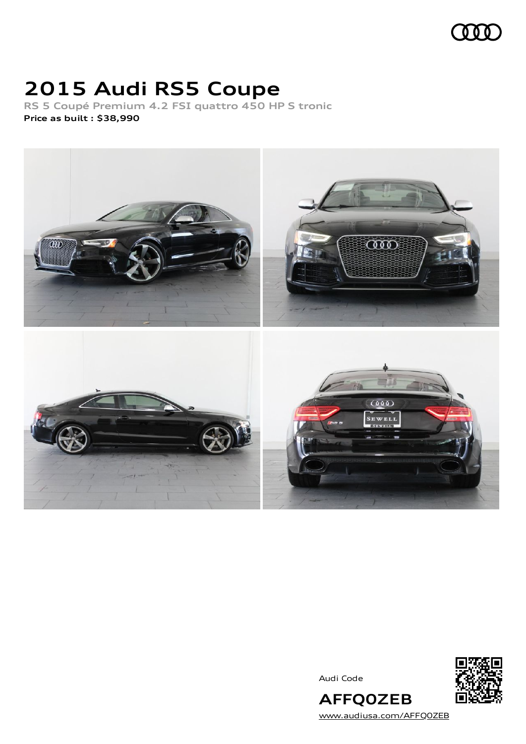# 2015 Audi RS5 Coupe

RS 5 Coupé Premium 4.2 FSI quattro 450 HP S tronic

**Price as built : $38,990**

Audi Code

## AFFQ0ZEB

www.audiusa.com/AFFQ0ZEB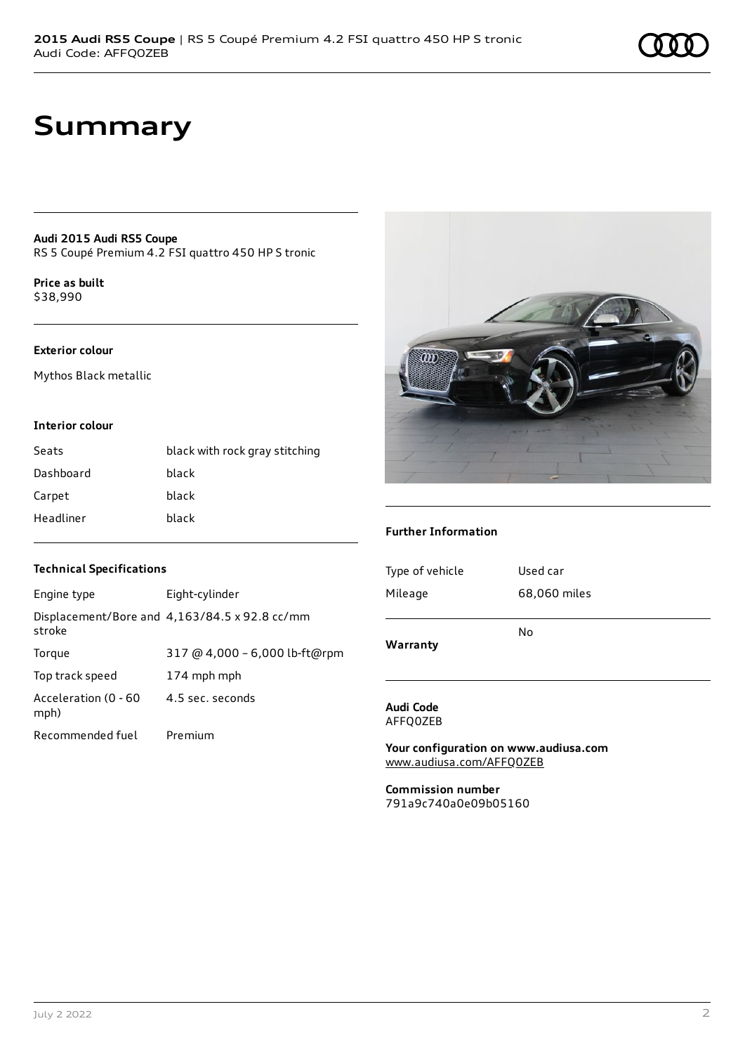# Summary

**Audi 2015 Audi RS5 Coupe**
RS 5 Coupé Premium 4.2 FSI quattro 450 HP S tronic

**Price as built**
$38,990

**Exterior colour**

Mythos Black metallic

**Interior colour**

| | |
|---|---|
| Seats | black with rock gray stitching |
| Dashboard | black |
| Carpet | black |
| Headliner | black |

**Technical Specifications**

| | |
|---|---|
| Engine type | Eight-cylinder |
| Displacement/Bore and stroke | 4,163/84.5 x 92.8 cc/mm |
| Torque | 317 @ 4,000 - 6,000 lb-ft@rpm |
| Top track speed | 174 mph mph |
| Acceleration (0 - 60 mph) | 4.5 sec. seconds |
| Recommended fuel | Premium |

**Further Information**

| | |
|---|---|
| Type of vehicle | Used car |
| Mileage | 68,060 miles |
| **Warranty** | No |

**Audi Code**
AFFQ0ZEB

**Your configuration on www.audiusa.com**
www.audiusa.com/AFFQ0ZEB

**Commission number**
791a9c740a0e09b05160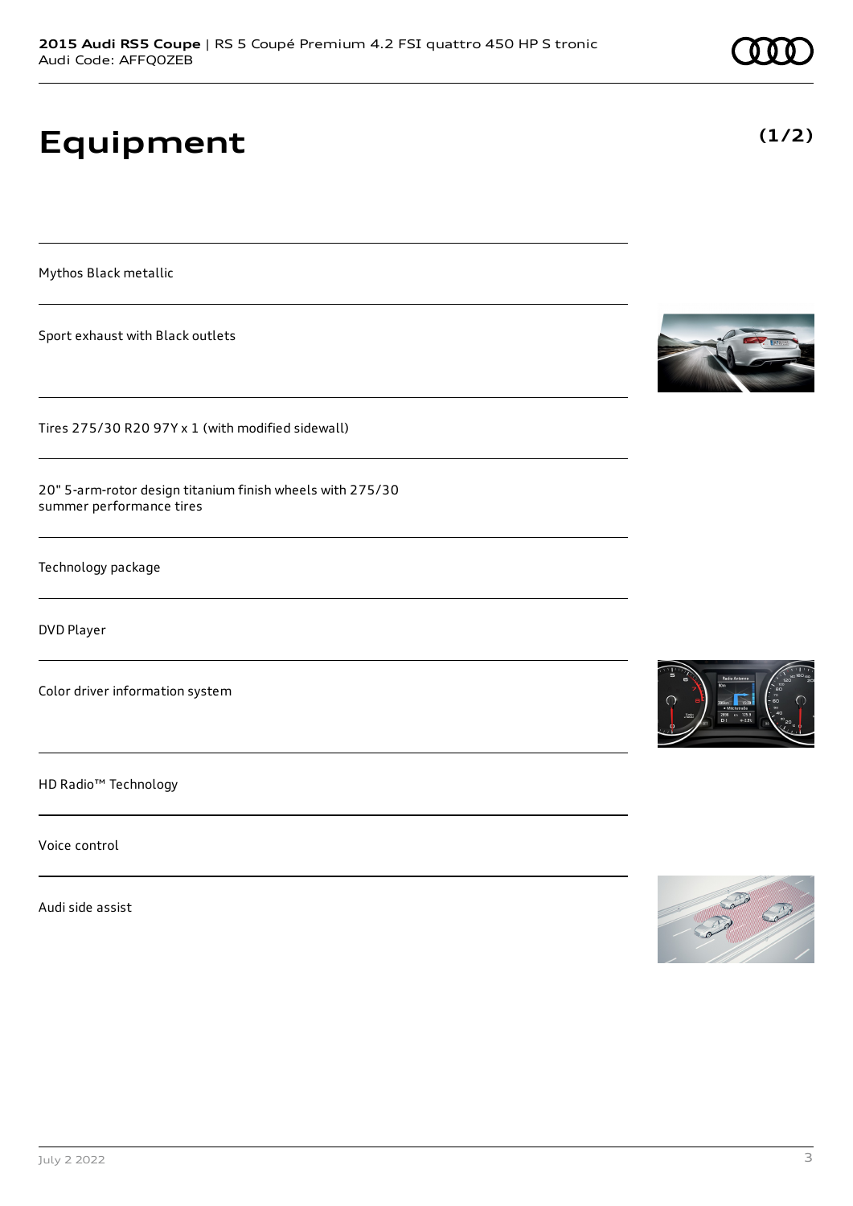# Equipment

**(1/2)**

Mythos Black metallic

Sport exhaust with Black outlets

Tires 275/30 R20 97Y x 1 (with modified sidewall)

20" 5-arm-rotor design titanium finish wheels with 275/30 summer performance tires

Technology package

DVD Player

Color driver information system

HD Radio™ Technology

Voice control

Audi side assist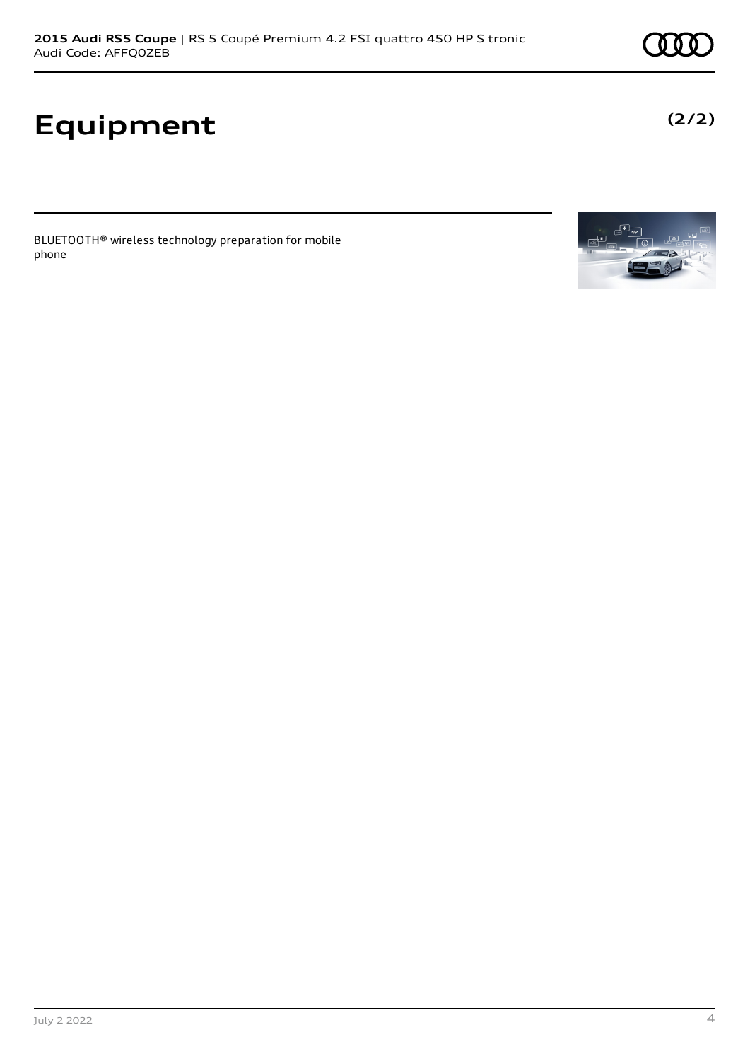# Equipment

**(2/2)**

BLUETOOTH® wireless technology preparation for mobile phone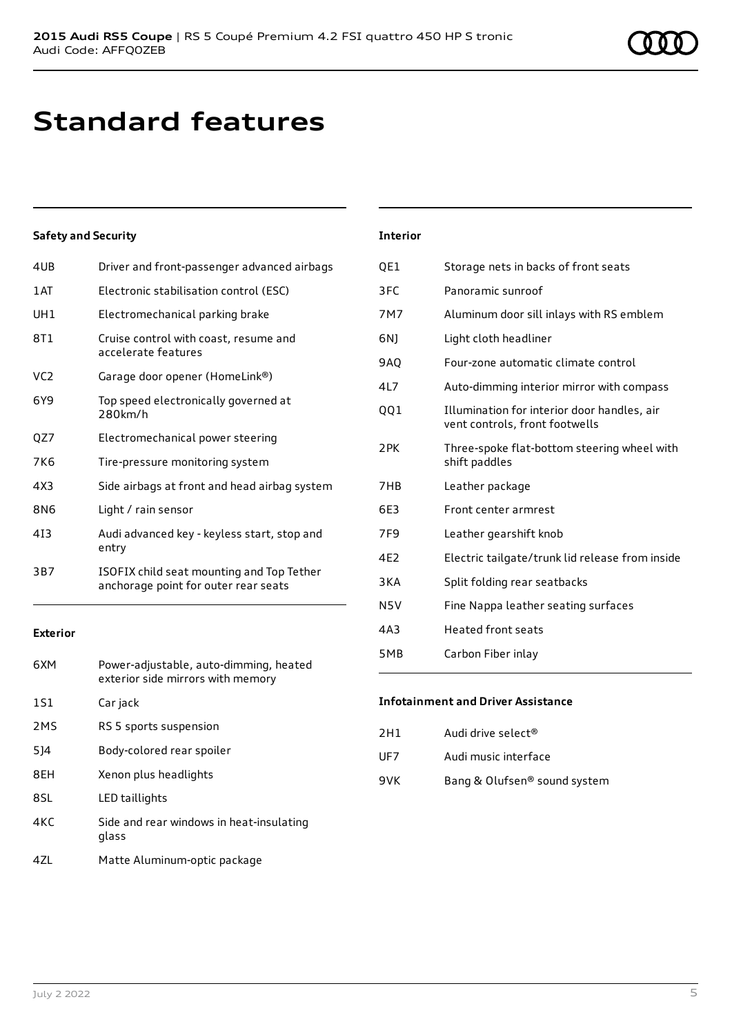# Standard features

### Safety and Security

| | |
|---|---|
| 4UB | Driver and front-passenger advanced airbags |
| 1AT | Electronic stabilisation control (ESC) |
| UH1 | Electromechanical parking brake |
| 8T1 | Cruise control with coast, resume and accelerate features |
| VC2 | Garage door opener (HomeLink®) |
| 6Y9 | Top speed electronically governed at 280km/h |
| QZ7 | Electromechanical power steering |
| 7K6 | Tire-pressure monitoring system |
| 4X3 | Side airbags at front and head airbag system |
| 8N6 | Light / rain sensor |
| 4I3 | Audi advanced key - keyless start, stop and entry |
| 3B7 | ISOFIX child seat mounting and Top Tether anchorage point for outer rear seats |

### Exterior

| | |
|---|---|
| 6XM | Power-adjustable, auto-dimming, heated exterior side mirrors with memory |
| 1S1 | Car jack |
| 2MS | RS 5 sports suspension |
| 5J4 | Body-colored rear spoiler |
| 8EH | Xenon plus headlights |
| 8SL | LED taillights |
| 4KC | Side and rear windows in heat-insulating glass |
| 4ZL | Matte Aluminum-optic package |

### Interior

| | |
|---|---|
| QE1 | Storage nets in backs of front seats |
| 3FC | Panoramic sunroof |
| 7M7 | Aluminum door sill inlays with RS emblem |
| 6NJ | Light cloth headliner |
| 9AQ | Four-zone automatic climate control |
| 4L7 | Auto-dimming interior mirror with compass |
| QQ1 | Illumination for interior door handles, air vent controls, front footwells |
| 2PK | Three-spoke flat-bottom steering wheel with shift paddles |
| 7HB | Leather package |
| 6E3 | Front center armrest |
| 7F9 | Leather gearshift knob |
| 4E2 | Electric tailgate/trunk lid release from inside |
| 3KA | Split folding rear seatbacks |
| N5V | Fine Nappa leather seating surfaces |
| 4A3 | Heated front seats |
| 5MB | Carbon Fiber inlay |

### Infotainment and Driver Assistance

| | |
|---|---|
| 2H1 | Audi drive select® |
| UF7 | Audi music interface |
| 9VK | Bang & Olufsen® sound system |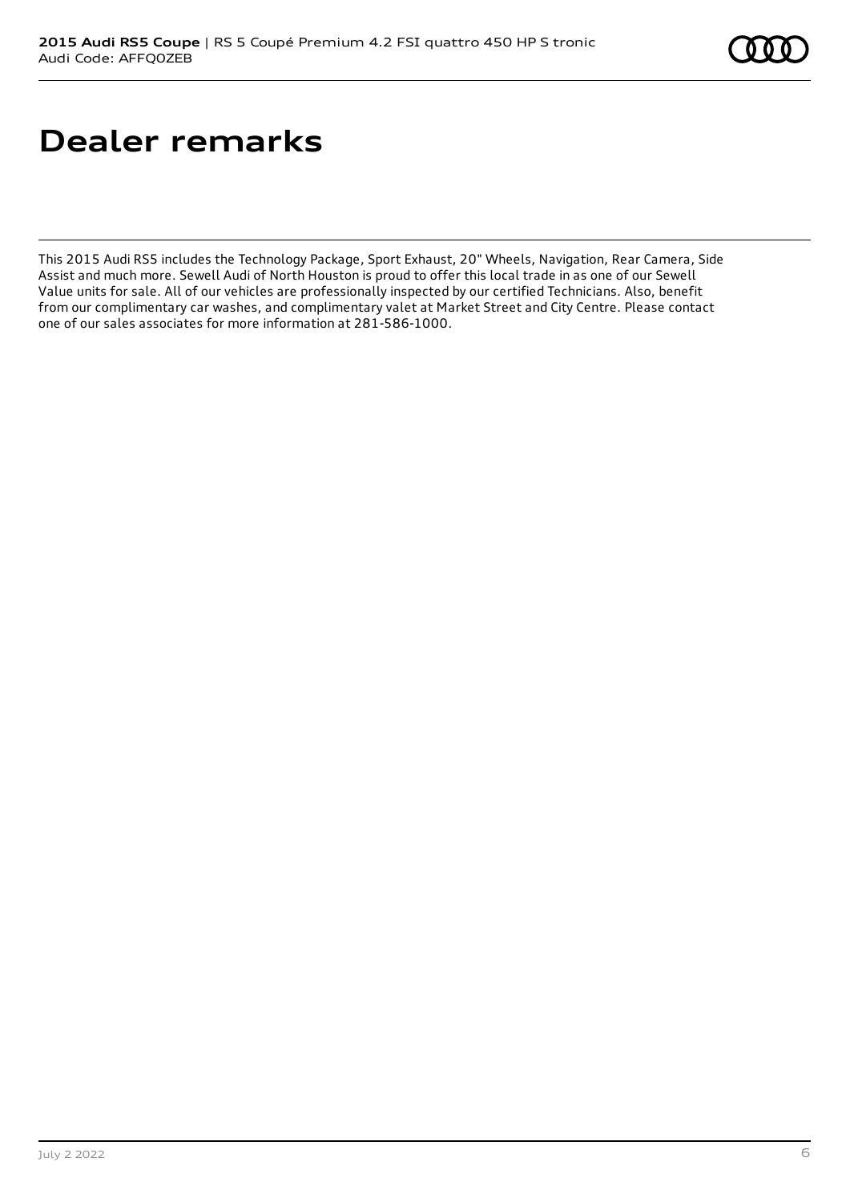# Dealer remarks

This 2015 Audi RS5 includes the Technology Package, Sport Exhaust, 20" Wheels, Navigation, Rear Camera, Side Assist and much more. Sewell Audi of North Houston is proud to offer this local trade in as one of our Sewell Value units for sale. All of our vehicles are professionally inspected by our certified Technicians. Also, benefit from our complimentary car washes, and complimentary valet at Market Street and City Centre. Please contact one of our sales associates for more information at 281-586-1000.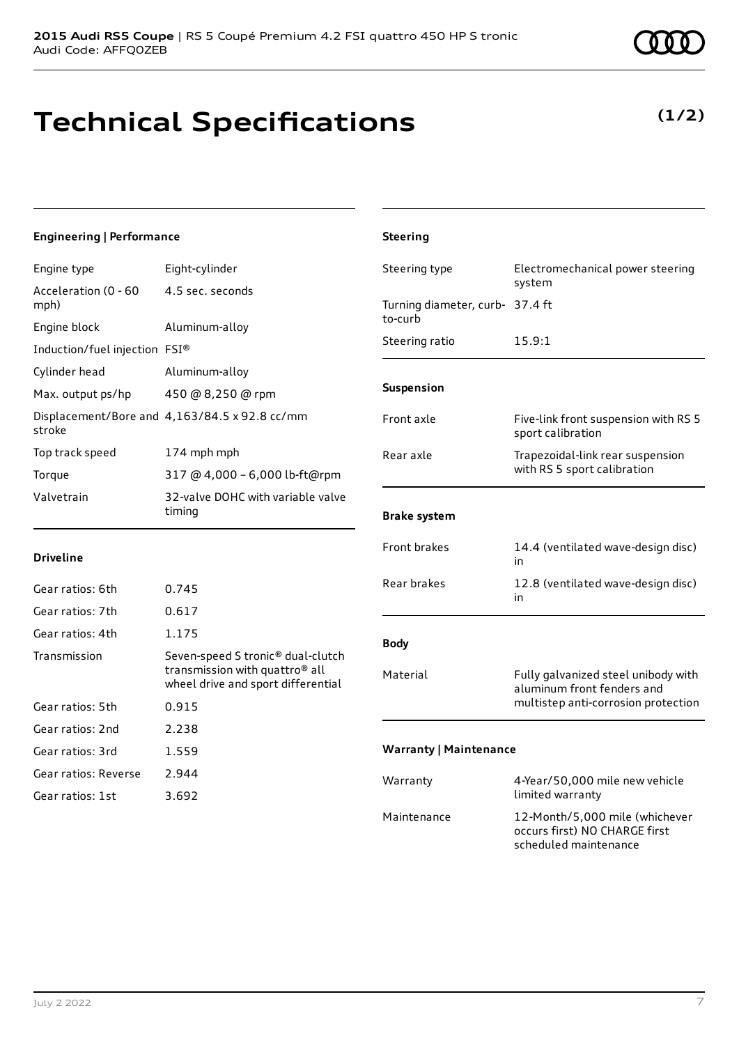# Technical Specifications

**(1/2)**

## Engineering | Performance

| | |
|---|---|
| Engine type | Eight-cylinder |
| Acceleration (0 - 60 mph) | 4.5 sec. seconds |
| Engine block | Aluminum-alloy |
| Induction/fuel injection | FSI® |
| Cylinder head | Aluminum-alloy |
| Max. output ps/hp | 450 @ 8,250 @ rpm |
| Displacement/Bore and stroke | 4,163/84.5 x 92.8 cc/mm |
| Top track speed | 174 mph mph |
| Torque | 317 @ 4,000 – 6,000 lb-ft@rpm |
| Valvetrain | 32-valve DOHC with variable valve timing |

## Driveline

| | |
|---|---|
| Gear ratios: 6th | 0.745 |
| Gear ratios: 7th | 0.617 |
| Gear ratios: 4th | 1.175 |
| Transmission | Seven-speed S tronic® dual-clutch transmission with quattro® all wheel drive and sport differential |
| Gear ratios: 5th | 0.915 |
| Gear ratios: 2nd | 2.238 |
| Gear ratios: 3rd | 1.559 |
| Gear ratios: Reverse | 2.944 |
| Gear ratios: 1st | 3.692 |

## Steering

| | |
|---|---|
| Steering type | Electromechanical power steering system |
| Turning diameter, curb-to-curb | 37.4 ft |
| Steering ratio | 15.9:1 |

## Suspension

| | |
|---|---|
| Front axle | Five-link front suspension with RS 5 sport calibration |
| Rear axle | Trapezoidal-link rear suspension with RS 5 sport calibration |

## Brake system

| | |
|---|---|
| Front brakes | 14.4 (ventilated wave-design disc) in |
| Rear brakes | 12.8 (ventilated wave-design disc) in |

## Body

| | |
|---|---|
| Material | Fully galvanized steel unibody with aluminum front fenders and multistep anti-corrosion protection |

## Warranty | Maintenance

| | |
|---|---|
| Warranty | 4-Year/50,000 mile new vehicle limited warranty |
| Maintenance | 12-Month/5,000 mile (whichever occurs first) NO CHARGE first scheduled maintenance |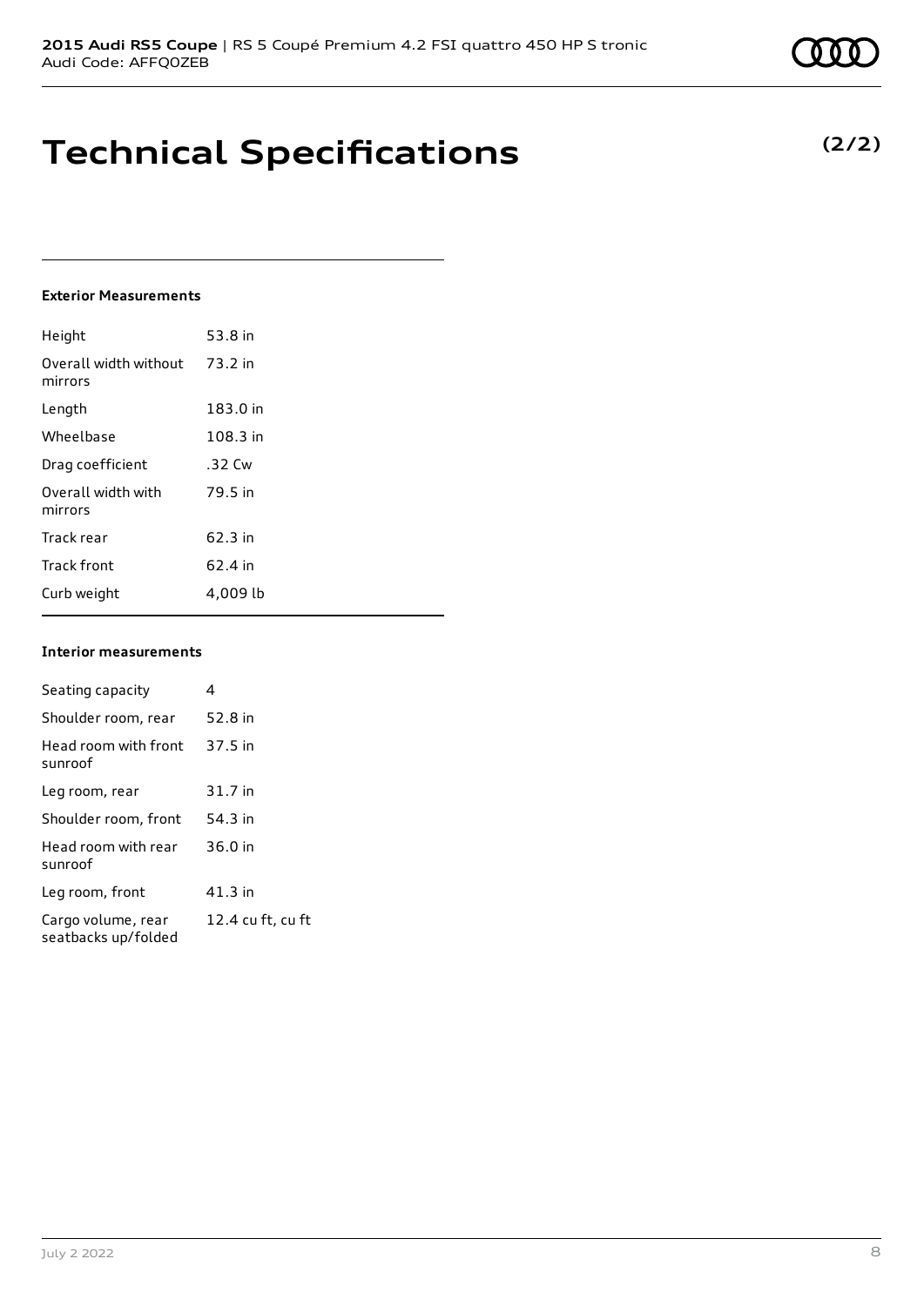# Technical Specifications

**(2/2)**

**Exterior Measurements**

| | |
|---|---|
| Height | 53.8 in |
| Overall width without mirrors | 73.2 in |
| Length | 183.0 in |
| Wheelbase | 108.3 in |
| Drag coefficient | .32 Cw |
| Overall width with mirrors | 79.5 in |
| Track rear | 62.3 in |
| Track front | 62.4 in |
| Curb weight | 4,009 lb |

**Interior measurements**

| | |
|---|---|
| Seating capacity | 4 |
| Shoulder room, rear | 52.8 in |
| Head room with front sunroof | 37.5 in |
| Leg room, rear | 31.7 in |
| Shoulder room, front | 54.3 in |
| Head room with rear sunroof | 36.0 in |
| Leg room, front | 41.3 in |
| Cargo volume, rear seatbacks up/folded | 12.4 cu ft, cu ft |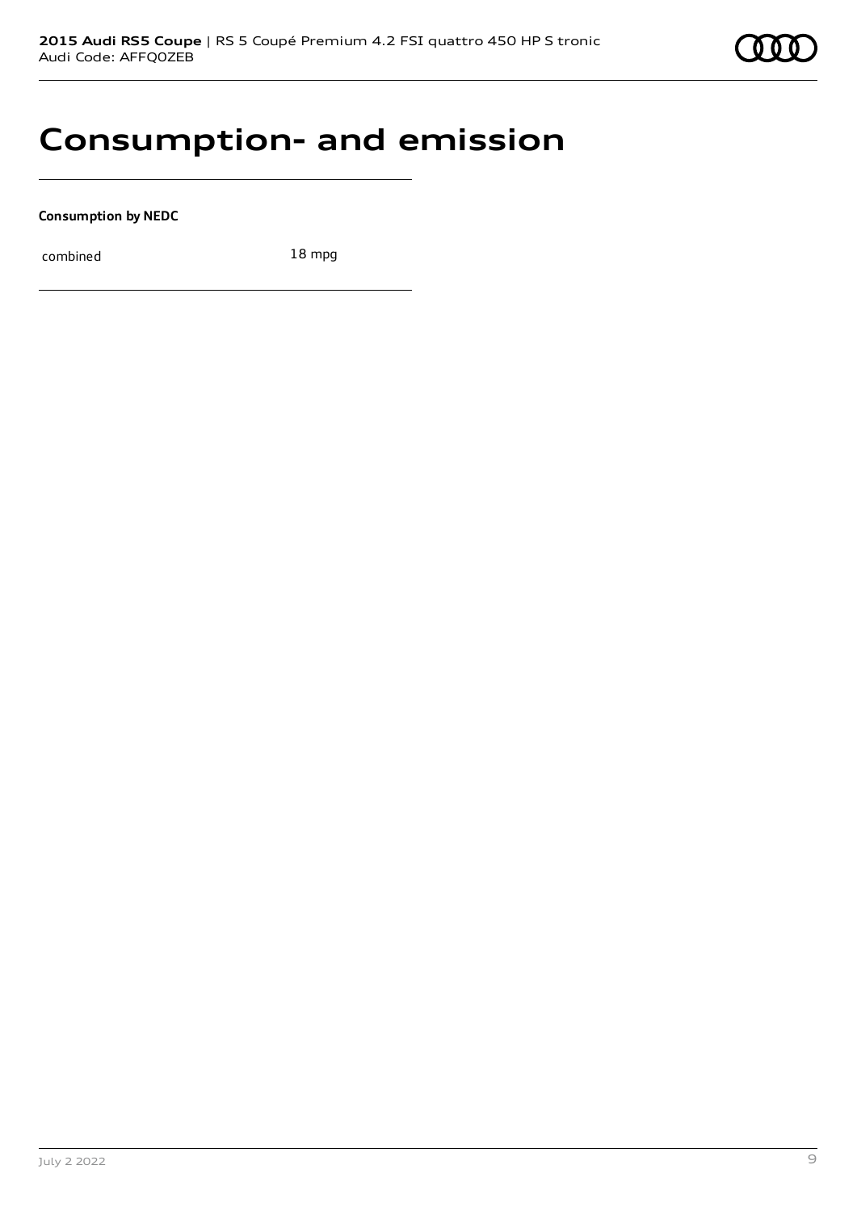# Consumption- and emission

**Consumption by NEDC**

| | |
|---|---|
| combined | 18 mpg |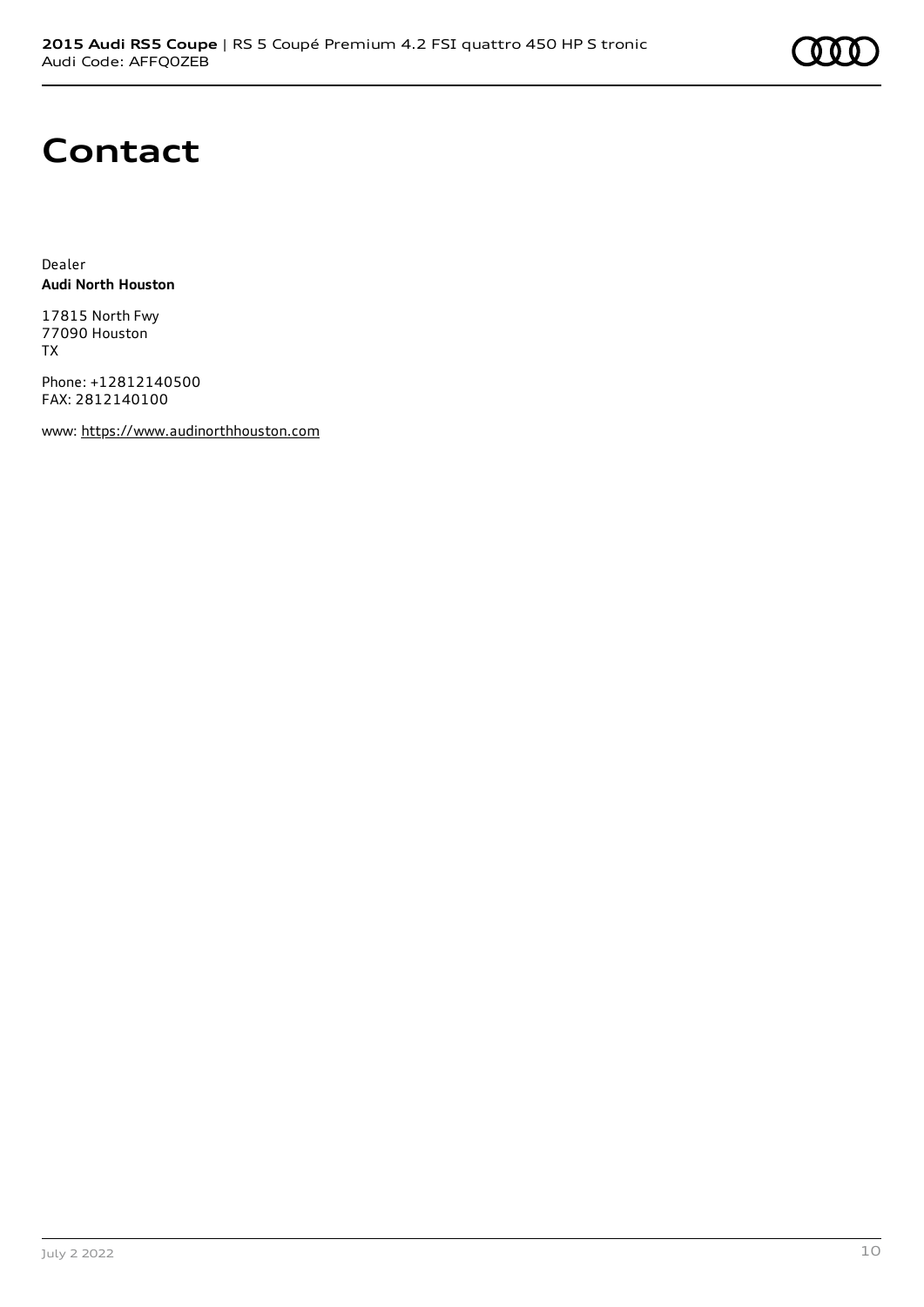# Contact

Dealer
**Audi North Houston**

17815 North Fwy
77090 Houston
TX

Phone: +12812140500
FAX: 2812140100

www: https://www.audinorthhouston.com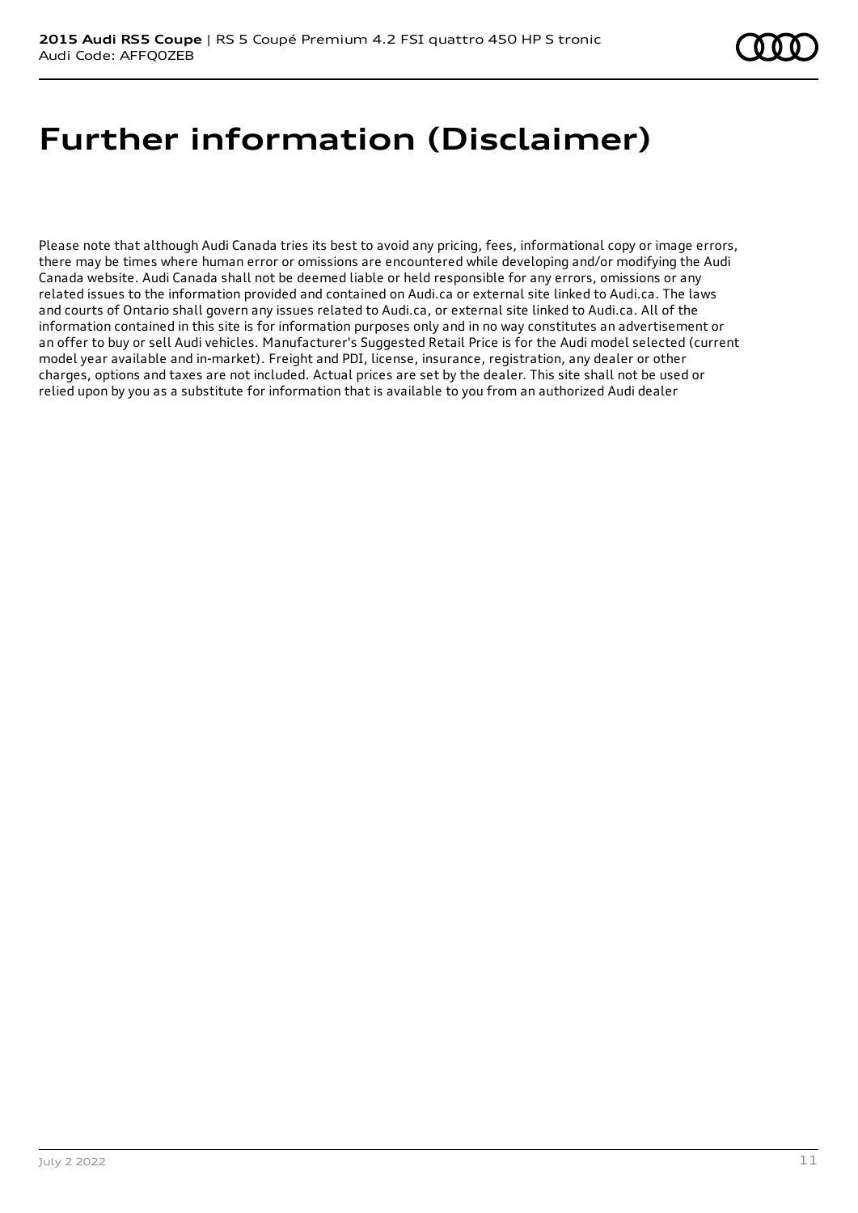# Further information (Disclaimer)

Please note that although Audi Canada tries its best to avoid any pricing, fees, informational copy or image errors, there may be times where human error or omissions are encountered while developing and/or modifying the Audi Canada website. Audi Canada shall not be deemed liable or held responsible for any errors, omissions or any related issues to the information provided and contained on Audi.ca or external site linked to Audi.ca. The laws and courts of Ontario shall govern any issues related to Audi.ca, or external site linked to Audi.ca. All of the information contained in this site is for information purposes only and in no way constitutes an advertisement or an offer to buy or sell Audi vehicles. Manufacturer's Suggested Retail Price is for the Audi model selected (current model year available and in-market). Freight and PDI, license, insurance, registration, any dealer or other charges, options and taxes are not included. Actual prices are set by the dealer. This site shall not be used or relied upon by you as a substitute for information that is available to you from an authorized Audi dealer